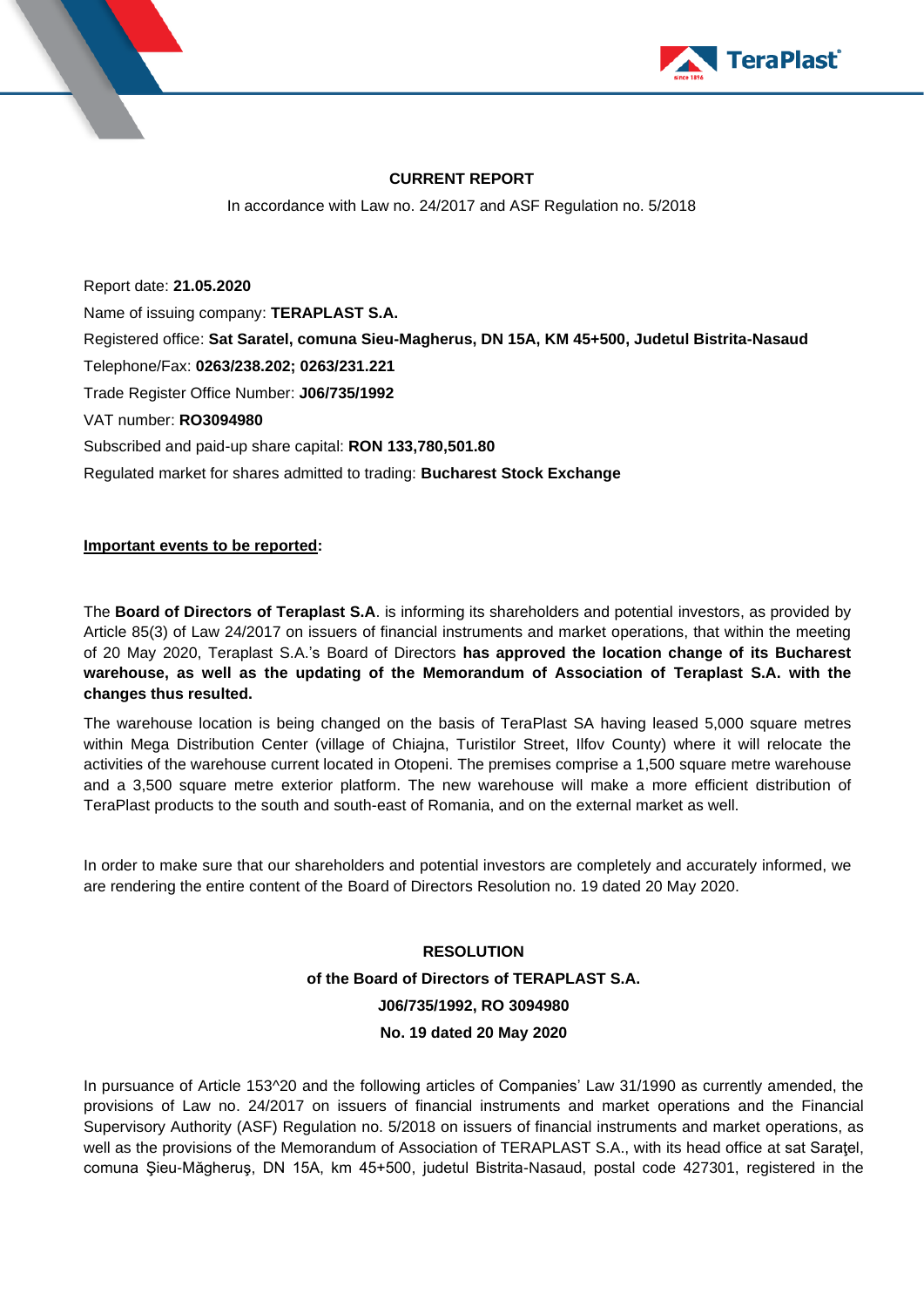**CURRENT REPORT**

In accordance with Law no. 24/2017 and ASF Regulation no. 5/2018

Report date: **21.05.2020**

Name of issuing company: **TERAPLAST S.A.**

Registered office: **Sat Saratel, comuna Sieu-Magherus, DN 15A, KM 45+500, Judetul Bistrita-Nasaud**

Telephone/Fax: **0263/238.202; 0263/231.221**

Trade Register Office Number: **J06/735/1992**

VAT number: **RO3094980**

Subscribed and paid-up share capital: **RON 133,780,501.80**

Regulated market for shares admitted to trading: **Bucharest Stock Exchange**

**Important events to be reported:**

The **Board of Directors of Teraplast S.A**. is informing its shareholders and potential investors, as provided by Article 85(3) of Law 24/2017 on issuers of financial instruments and market operations, that within the meeting of 20 May 2020, Teraplast S.A.'s Board of Directors **has approved the location change of its Bucharest warehouse, as well as the updating of the Memorandum of Association of Teraplast S.A. with the changes thus resulted.**

The warehouse location is being changed on the basis of TeraPlast SA having leased 5,000 square metres within Mega Distribution Center (village of Chiajna, Turistilor Street, Ilfov County) where it will relocate the activities of the warehouse current located in Otopeni. The premises comprise a 1,500 square metre warehouse and a 3,500 square metre exterior platform. The new warehouse will make a more efficient distribution of TeraPlast products to the south and south-east of Romania, and on the external market as well.

In order to make sure that our shareholders and potential investors are completely and accurately informed, we are rendering the entire content of the Board of Directors Resolution no. 19 dated 20 May 2020.

**RESOLUTION**

**of the Board of Directors of TERAPLAST S.A.**

**J06/735/1992, RO 3094980**

**No. 19 dated 20 May 2020**

In pursuance of Article 153^20 and the following articles of Companies' Law 31/1990 as currently amended, the provisions of Law no. 24/2017 on issuers of financial instruments and market operations and the Financial Supervisory Authority (ASF) Regulation no. 5/2018 on issuers of financial instruments and market operations, as well as the provisions of the Memorandum of Association of TERAPLAST S.A., with its head office at sat Saraţel, comuna Şieu-Măgheruş, DN 15A, km 45+500, judetul Bistrita-Nasaud, postal code 427301, registered in the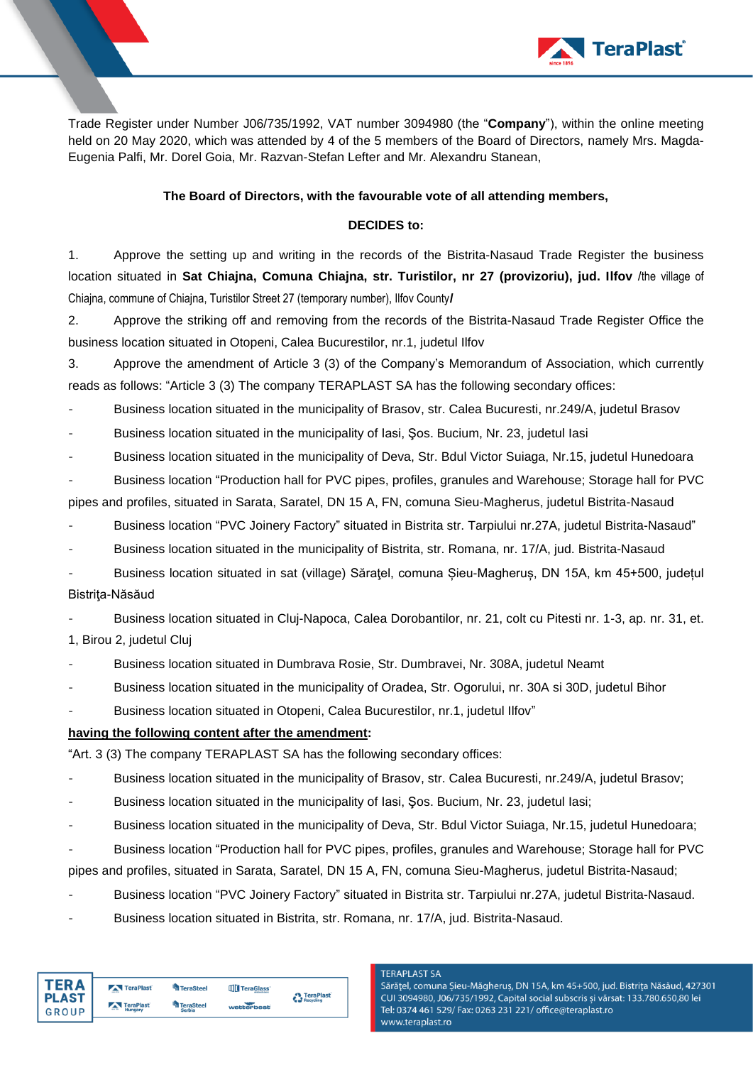Trade Register under Number J06/735/1992, VAT number 3094980 (the "**Company**"), within the online meeting held on 20 May 2020, which was attended by 4 of the 5 members of the Board of Directors, namely Mrs. Magda-Eugenia Palfi, Mr. Dorel Goia, Mr. Razvan-Stefan Lefter and Mr. Alexandru Stanean,

**The Board of Directors, with the favourable vote of all attending members,**

**DECIDES to:**

1. Approve the setting up and writing in the records of the Bistrita-Nasaud Trade Register the business location situated in **Sat Chiajna, Comuna Chiajna, str. Turistilor, nr 27 (provizoriu), jud. Ilfov** /the village of Chiajna, commune of Chiajna, Turistilor Street 27 (temporary number), Ilfov County/

2. Approve the striking off and removing from the records of the Bistrita-Nasaud Trade Register Office the business location situated in Otopeni, Calea Bucurestilor, nr.1, judetul Ilfov

3. Approve the amendment of Article 3 (3) of the Company's Memorandum of Association, which currently reads as follows: "Article 3 (3) The company TERAPLAST SA has the following secondary offices:

- Business location situated in the municipality of Brasov, str. Calea Bucuresti, nr.249/A, judetul Brasov
- Business location situated in the municipality of Iasi, Şos. Bucium, Nr. 23, judetul Iasi
- Business location situated in the municipality of Deva, Str. Bdul Victor Suiaga, Nr.15, judetul Hunedoara
- Business location "Production hall for PVC pipes, profiles, granules and Warehouse; Storage hall for PVC pipes and profiles, situated in Sarata, Saratel, DN 15 A, FN, comuna Sieu-Magherus, judetul Bistrita-Nasaud
- Business location "PVC Joinery Factory" situated in Bistrita str. Tarpiului nr.27A, judetul Bistrita-Nasaud"
- Business location situated in the municipality of Bistrita, str. Romana, nr. 17/A, jud. Bistrita-Nasaud
- Business location situated in sat (village) Sărațel, comuna Șieu-Magheruș, DN 15A, km 45+500, județul Bistriţa-Năsăud
- Business location situated in Cluj-Napoca, Calea Dorobantilor, nr. 21, colt cu Pitesti nr. 1-3, ap. nr. 31, et. 1, Birou 2, judetul Cluj
- Business location situated in Dumbrava Rosie, Str. Dumbravei, Nr. 308A, judetul Neamt
- Business location situated in the municipality of Oradea, Str. Ogorului, nr. 30A si 30D, judetul Bihor
- Business location situated in Otopeni, Calea Bucurestilor, nr.1, judetul Ilfov"

**<u>having the following content after the amendment</u>:**

"Art. 3 (3) The company TERAPLAST SA has the following secondary offices:

- Business location situated in the municipality of Brasov, str. Calea Bucuresti, nr.249/A, judetul Brasov;
- Business location situated in the municipality of Iasi, Şos. Bucium, Nr. 23, judetul Iasi;
- Business location situated in the municipality of Deva, Str. Bdul Victor Suiaga, Nr.15, judetul Hunedoara;
- Business location "Production hall for PVC pipes, profiles, granules and Warehouse; Storage hall for PVC pipes and profiles, situated in Sarata, Saratel, DN 15 A, FN, comuna Sieu-Magherus, judetul Bistrita-Nasaud;
- Business location "PVC Joinery Factory" situated in Bistrita str. Tarpiului nr.27A, judetul Bistrita-Nasaud.
- Business location situated in Bistrita, str. Romana, nr. 17/A, jud. Bistrita-Nasaud.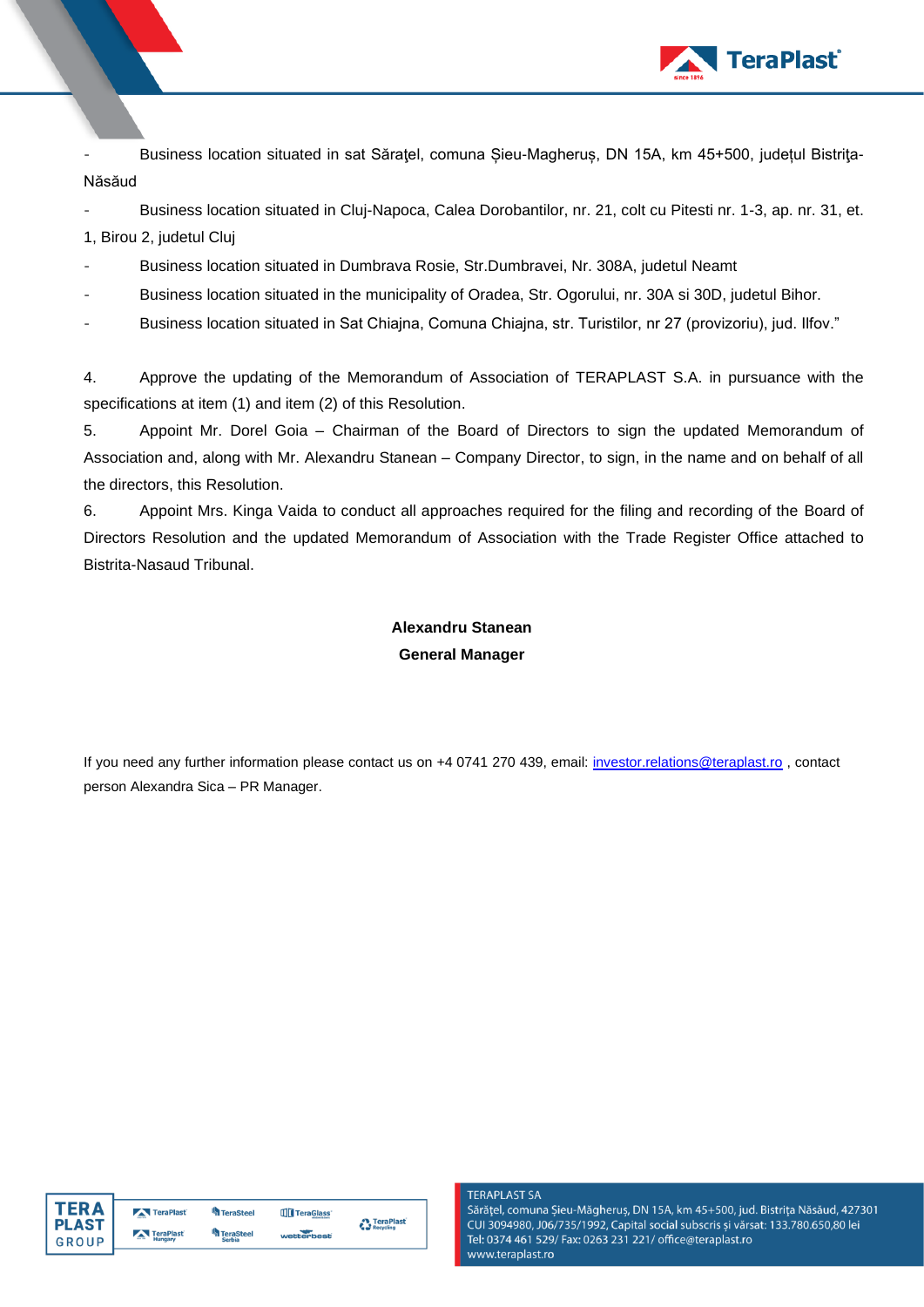- Business location situated in sat Sărațel, comuna Șieu-Magheruș, DN 15A, km 45+500, județul Bistrița-Năsăud
- Business location situated in Cluj-Napoca, Calea Dorobantilor, nr. 21, colt cu Pitesti nr. 1-3, ap. nr. 31, et. 1, Birou 2, judetul Cluj
- Business location situated in Dumbrava Rosie, Str.Dumbravei, Nr. 308A, judetul Neamt
- Business location situated in the municipality of Oradea, Str. Ogorului, nr. 30A si 30D, judetul Bihor.
- Business location situated in Sat Chiajna, Comuna Chiajna, str. Turistilor, nr 27 (provizoriu), jud. Ilfov."

4. Approve the updating of the Memorandum of Association of TERAPLAST S.A. in pursuance with the specifications at item (1) and item (2) of this Resolution.
5. Appoint Mr. Dorel Goia – Chairman of the Board of Directors to sign the updated Memorandum of Association and, along with Mr. Alexandru Stanean – Company Director, to sign, in the name and on behalf of all the directors, this Resolution.
6. Appoint Mrs. Kinga Vaida to conduct all approaches required for the filing and recording of the Board of Directors Resolution and the updated Memorandum of Association with the Trade Register Office attached to Bistrita-Nasaud Tribunal.

**Alexandru Stanean**
**General Manager**

If you need any further information please contact us on +4 0741 270 439, email: investor.relations@teraplast.ro , contact person Alexandra Sica – PR Manager.